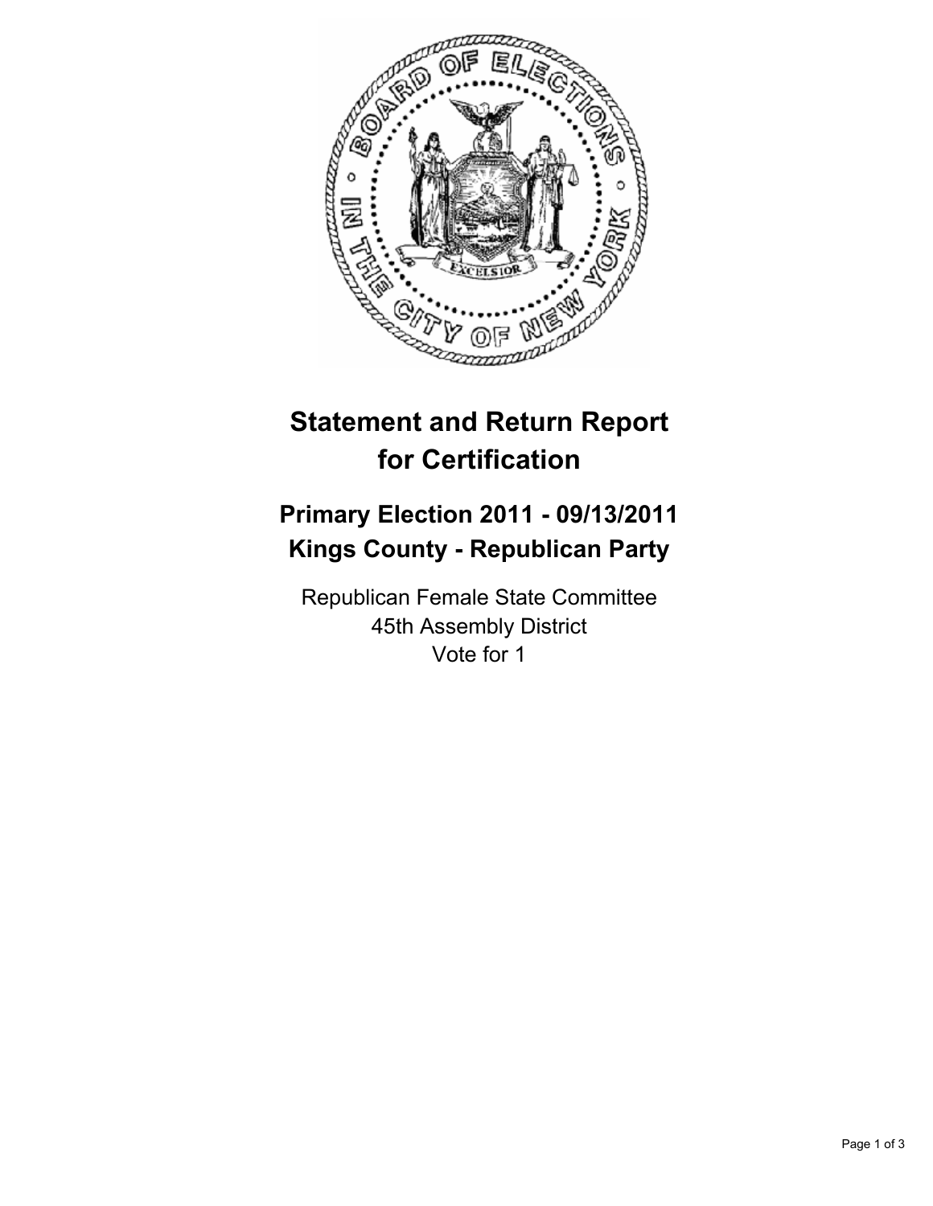# Statement and Return Report for Certification

## Primary Election 2011 - 09/13/2011
## Kings County - Republican Party

Republican Female State Committee
45th Assembly District
Vote for 1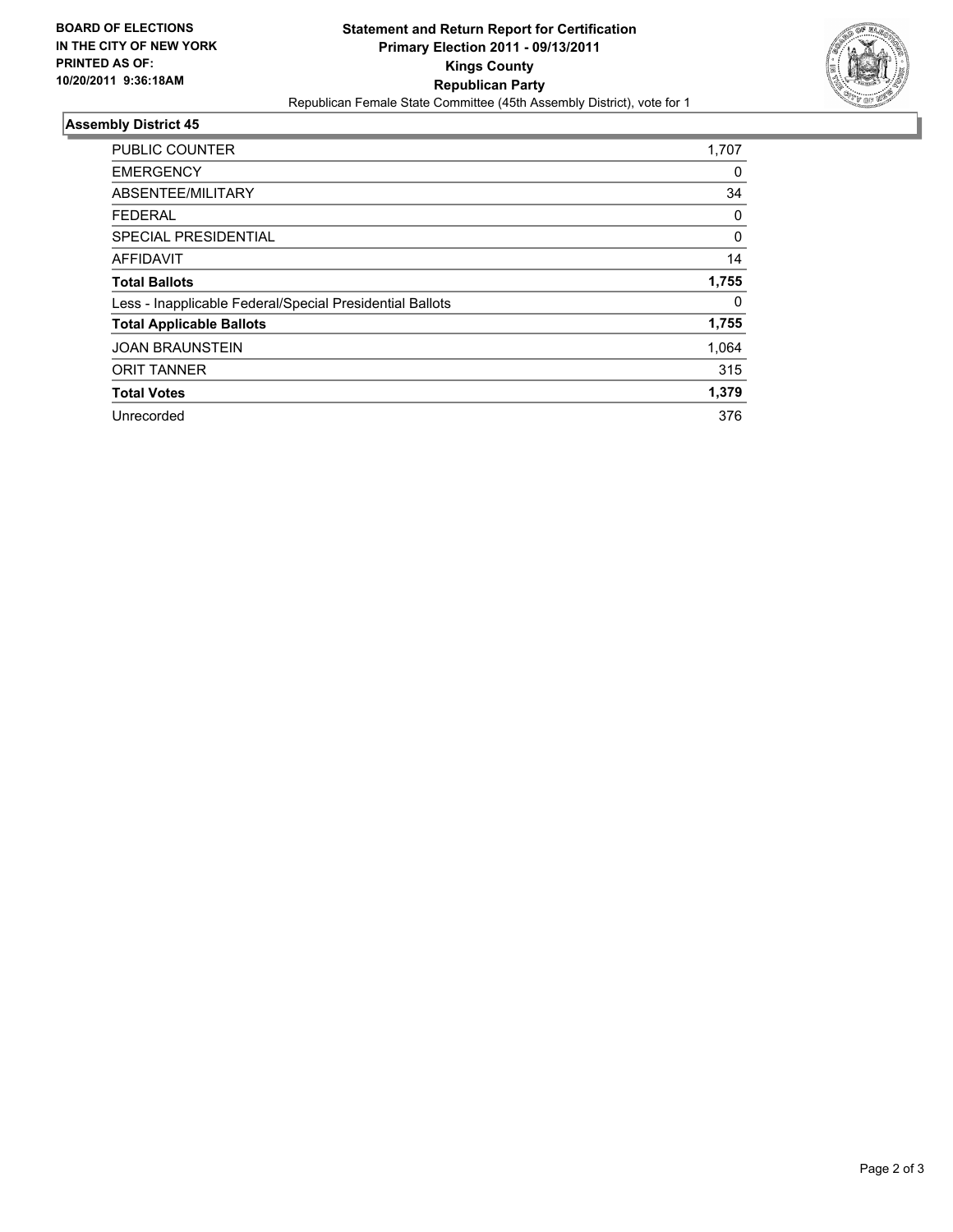**BOARD OF ELECTIONS IN THE CITY OF NEW YORK PRINTED AS OF: 10/20/2011 9:36:18AM**

# Statement and Return Report for Certification
## Primary Election 2011 - 09/13/2011
## Kings County
## Republican Party
Republican Female State Committee (45th Assembly District), vote for 1

### Assembly District 45

| | |
|---|---|
| PUBLIC COUNTER | 1,707 |
| EMERGENCY | 0 |
| ABSENTEE/MILITARY | 34 |
| FEDERAL | 0 |
| SPECIAL PRESIDENTIAL | 0 |
| AFFIDAVIT | 14 |
| **Total Ballots** | **1,755** |
| Less - Inapplicable Federal/Special Presidential Ballots | 0 |
| **Total Applicable Ballots** | **1,755** |
| JOAN BRAUNSTEIN | 1,064 |
| ORIT TANNER | 315 |
| **Total Votes** | **1,379** |
| Unrecorded | 376 |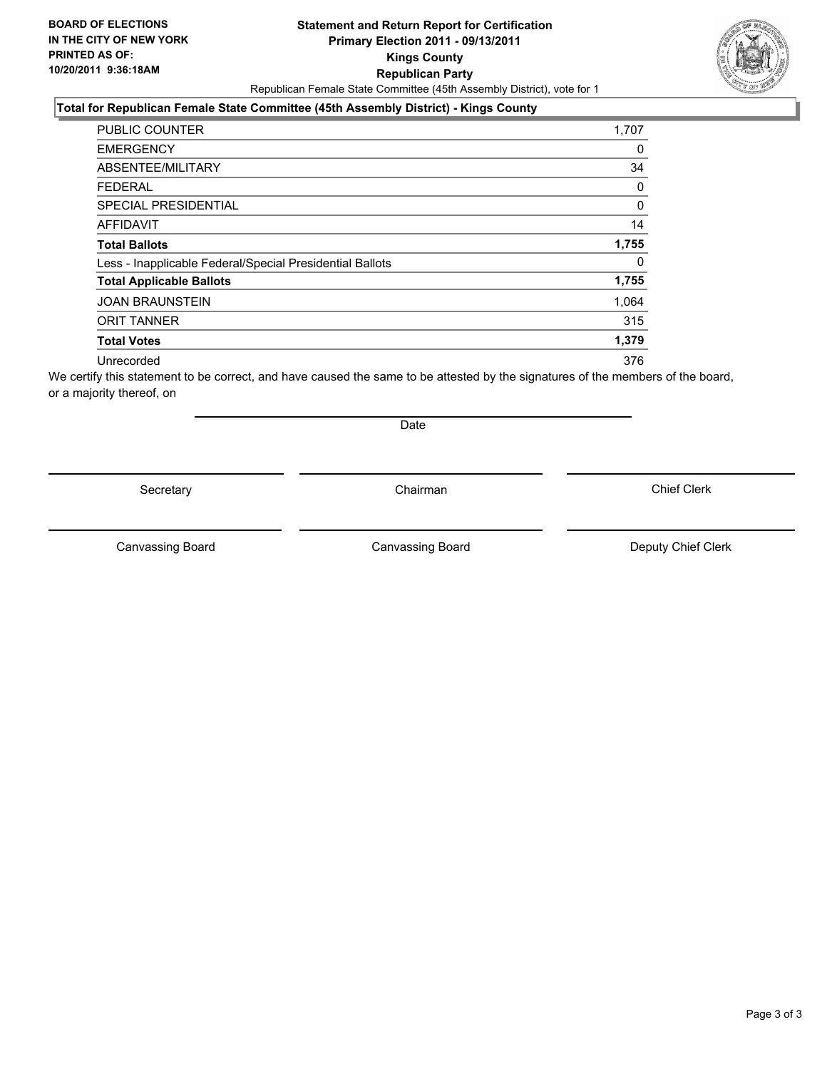**BOARD OF ELECTIONS IN THE CITY OF NEW YORK PRINTED AS OF: 10/20/2011 9:36:18AM**

# Statement and Return Report for Certification
## Primary Election 2011 - 09/13/2011
## Kings County
## Republican Party

Republican Female State Committee (45th Assembly District), vote for 1

### Total for Republican Female State Committee (45th Assembly District) - Kings County

| | |
|---|---|
| PUBLIC COUNTER | 1,707 |
| EMERGENCY | 0 |
| ABSENTEE/MILITARY | 34 |
| FEDERAL | 0 |
| SPECIAL PRESIDENTIAL | 0 |
| AFFIDAVIT | 14 |
| **Total Ballots** | **1,755** |
| Less - Inapplicable Federal/Special Presidential Ballots | 0 |
| **Total Applicable Ballots** | **1,755** |
| JOAN BRAUNSTEIN | 1,064 |
| ORIT TANNER | 315 |
| **Total Votes** | **1,379** |
| Unrecorded | 376 |

We certify this statement to be correct, and have caused the same to be attested by the signatures of the members of the board, or a majority thereof, on

Date

Secretary

Chairman

Chief Clerk

Canvassing Board

Canvassing Board

Deputy Chief Clerk